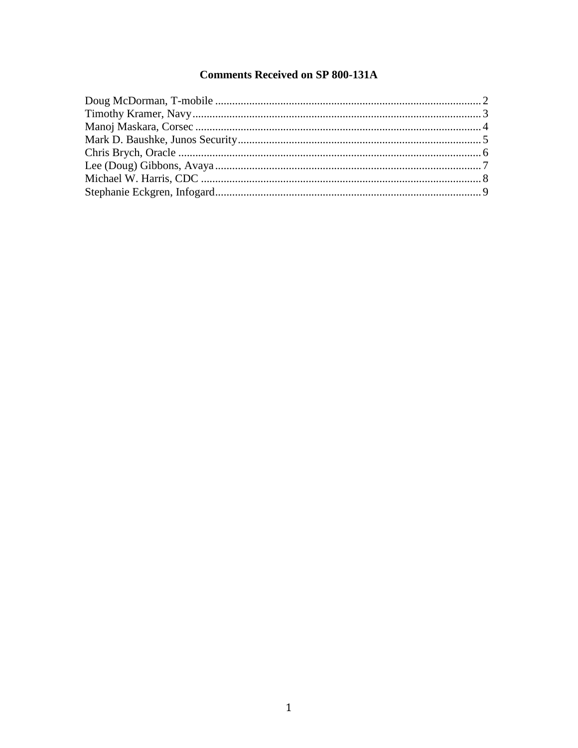# Comments Received on SP 800-131A

Doug McDorman, T-mobile ............................................................................................. 2
Timothy Kramer, Navy..................................................................................................... 3
Manoj Maskara, Corsec .................................................................................................... 4
Mark D. Baushke, Junos Security..................................................................................... 5
Chris Brych, Oracle .......................................................................................................... 6
Lee (Doug) Gibbons, Avaya ............................................................................................. 7
Michael W. Harris, CDC .................................................................................................. 8
Stephanie Eckgren, Infogard............................................................................................. 9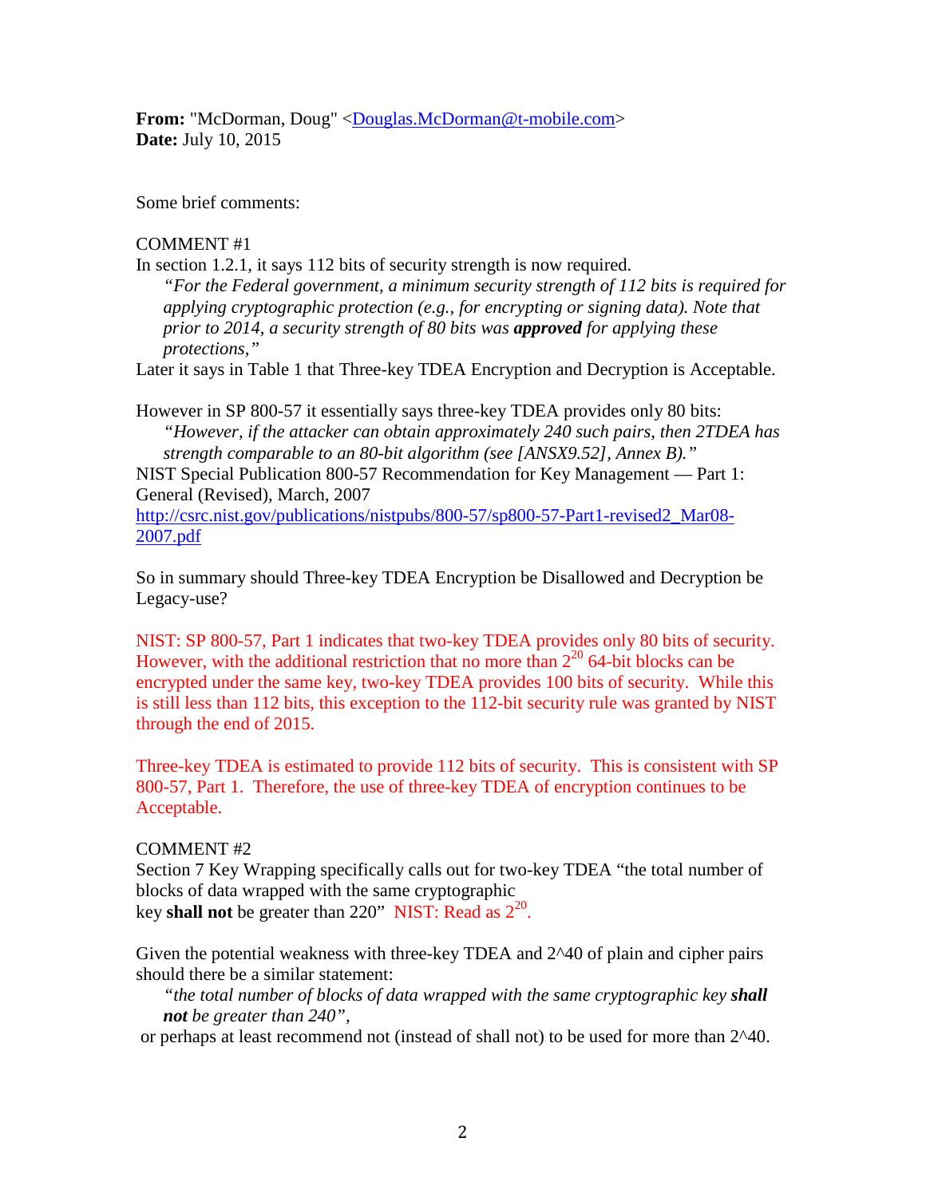**From:** "McDorman, Doug" <Douglas.McDorman@t-mobile.com>
**Date:** July 10, 2015

Some brief comments:

COMMENT #1
In section 1.2.1, it says 112 bits of security strength is now required.

> *"For the Federal government, a minimum security strength of 112 bits is required for applying cryptographic protection (e.g., for encrypting or signing data). Note that prior to 2014, a security strength of 80 bits was* ***approved*** *for applying these protections,"*

Later it says in Table 1 that Three-key TDEA Encryption and Decryption is Acceptable.

However in SP 800-57 it essentially says three-key TDEA provides only 80 bits:

> *"However, if the attacker can obtain approximately 240 such pairs, then 2TDEA has strength comparable to an 80-bit algorithm (see [ANSX9.52], Annex B)."*

NIST Special Publication 800-57 Recommendation for Key Management — Part 1: General (Revised), March, 2007
http://csrc.nist.gov/publications/nistpubs/800-57/sp800-57-Part1-revised2_Mar08-2007.pdf

So in summary should Three-key TDEA Encryption be Disallowed and Decryption be Legacy-use?

NIST: SP 800-57, Part 1 indicates that two-key TDEA provides only 80 bits of security. However, with the additional restriction that no more than $2^{20}$ 64-bit blocks can be encrypted under the same key, two-key TDEA provides 100 bits of security. While this is still less than 112 bits, this exception to the 112-bit security rule was granted by NIST through the end of 2015.

Three-key TDEA is estimated to provide 112 bits of security. This is consistent with SP 800-57, Part 1. Therefore, the use of three-key TDEA of encryption continues to be Acceptable.

COMMENT #2
Section 7 Key Wrapping specifically calls out for two-key TDEA "the total number of blocks of data wrapped with the same cryptographic key **shall not** be greater than 220" NIST: Read as $2^{20}$.

Given the potential weakness with three-key TDEA and 2^40 of plain and cipher pairs should there be a similar statement:

> *"the total number of blocks of data wrapped with the same cryptographic key* ***shall not*** *be greater than 240",*

or perhaps at least recommend not (instead of shall not) to be used for more than 2^40.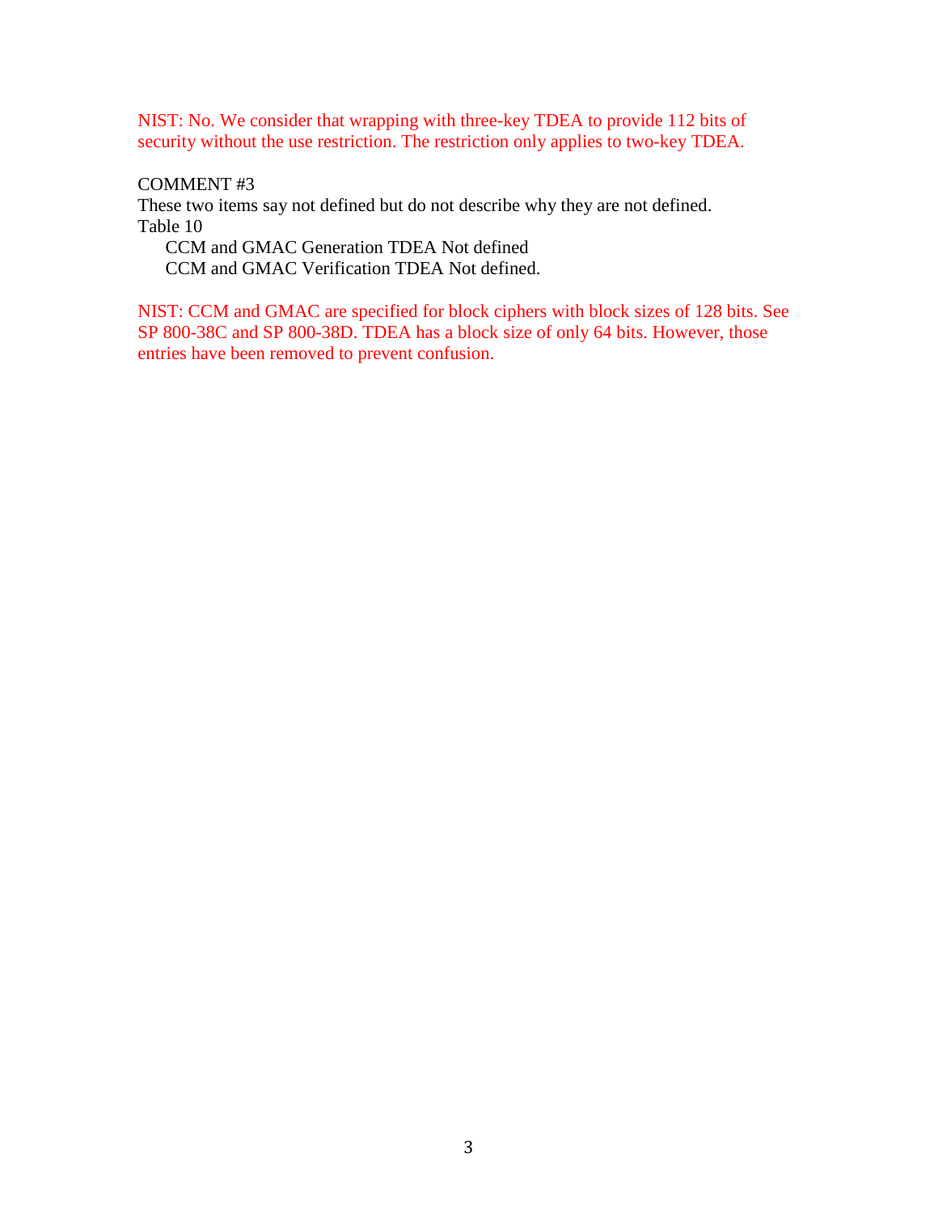NIST: No. We consider that wrapping with three-key TDEA to provide 112 bits of security without the use restriction. The restriction only applies to two-key TDEA.

COMMENT #3

These two items say not defined but do not describe why they are not defined.

Table 10

CCM and GMAC Generation TDEA Not defined

CCM and GMAC Verification TDEA Not defined.

NIST: CCM and GMAC are specified for block ciphers with block sizes of 128 bits. See SP 800-38C and SP 800-38D. TDEA has a block size of only 64 bits. However, those entries have been removed to prevent confusion.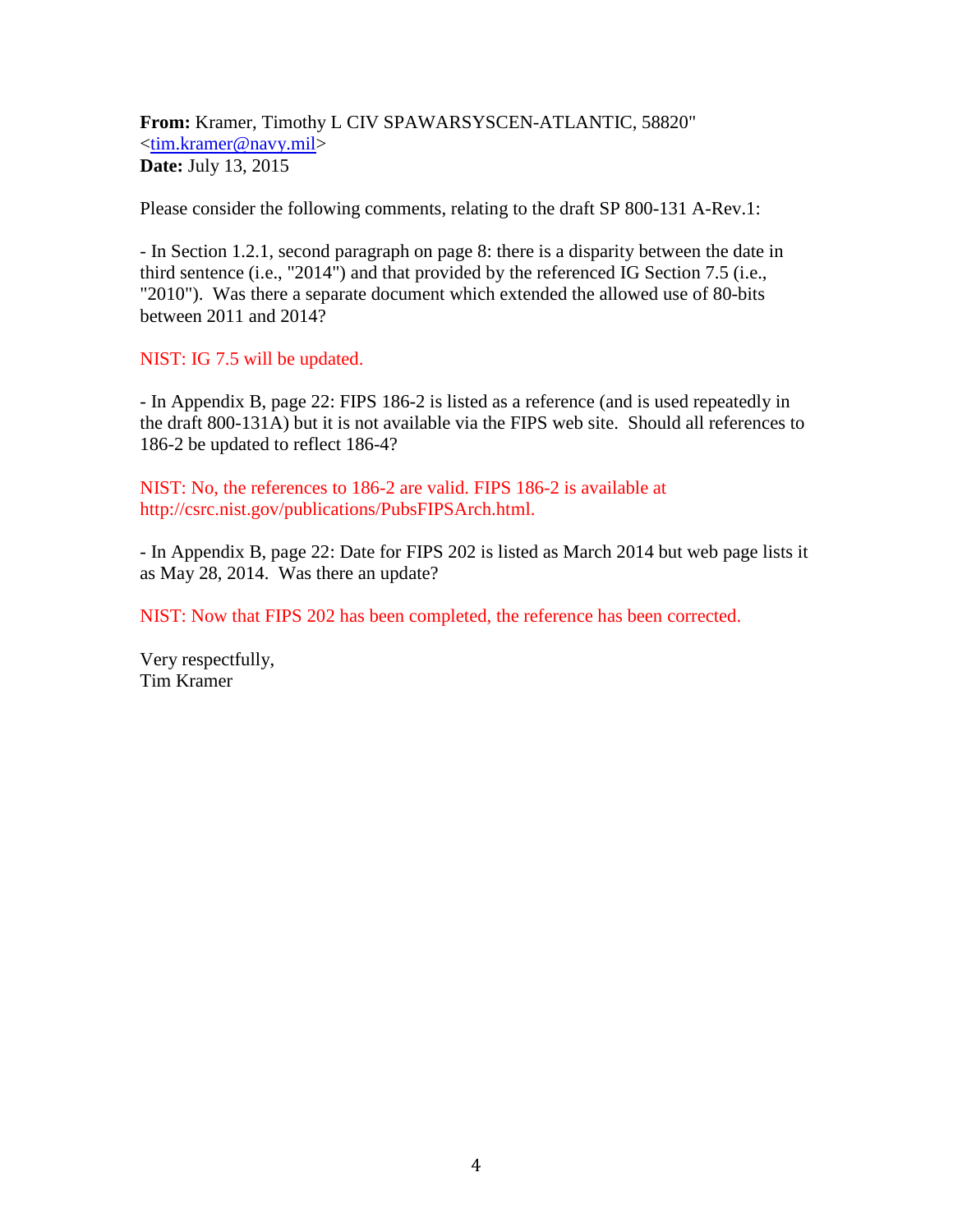**From:** Kramer, Timothy L CIV SPAWARSYSCEN-ATLANTIC, 58820" <tim.kramer@navy.mil>
**Date:** July 13, 2015

Please consider the following comments, relating to the draft SP 800-131 A-Rev.1:

- In Section 1.2.1, second paragraph on page 8: there is a disparity between the date in third sentence (i.e., "2014") and that provided by the referenced IG Section 7.5 (i.e., "2010"). Was there a separate document which extended the allowed use of 80-bits between 2011 and 2014?

NIST: IG 7.5 will be updated.

- In Appendix B, page 22: FIPS 186-2 is listed as a reference (and is used repeatedly in the draft 800-131A) but it is not available via the FIPS web site. Should all references to 186-2 be updated to reflect 186-4?

NIST: No, the references to 186-2 are valid. FIPS 186-2 is available at http://csrc.nist.gov/publications/PubsFIPSArch.html.

- In Appendix B, page 22: Date for FIPS 202 is listed as March 2014 but web page lists it as May 28, 2014. Was there an update?

NIST: Now that FIPS 202 has been completed, the reference has been corrected.

Very respectfully,
Tim Kramer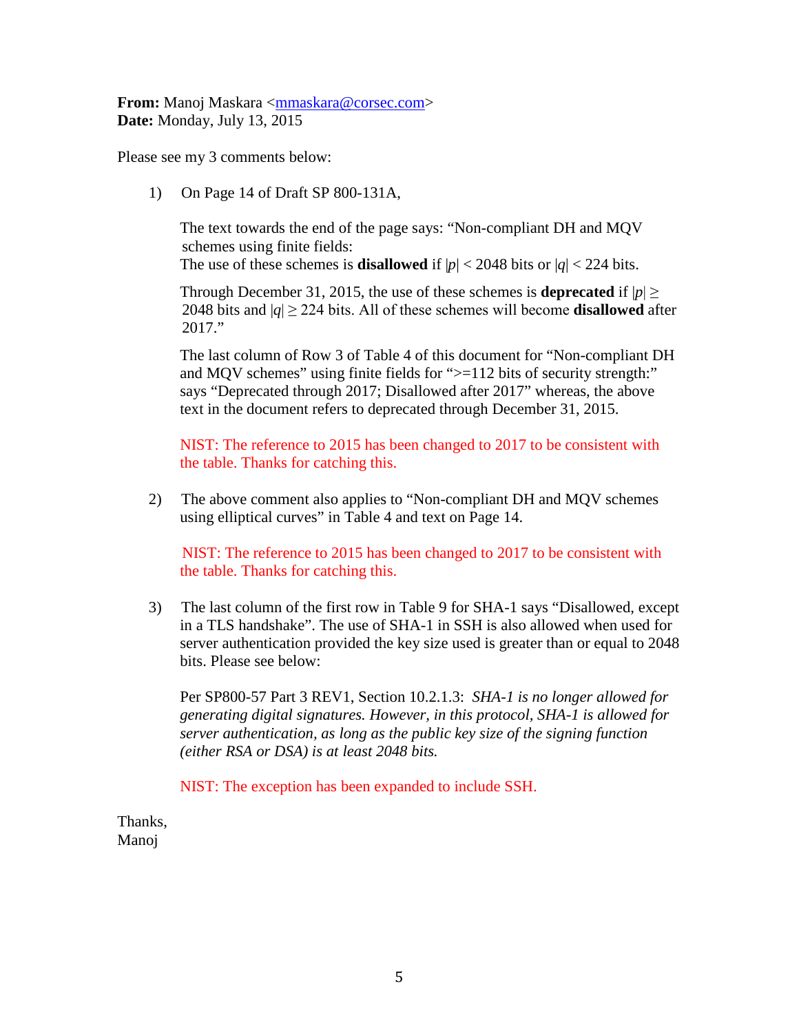**From:** Manoj Maskara <mmaskara@corsec.com>
**Date:** Monday, July 13, 2015

Please see my 3 comments below:

1) On Page 14 of Draft SP 800-131A,

   The text towards the end of the page says: "Non-compliant DH and MQV schemes using finite fields:
   The use of these schemes is **disallowed** if $|p| < 2048$ bits or $|q| < 224$ bits.

   Through December 31, 2015, the use of these schemes is **deprecated** if $|p| \geq 2048$ bits and $|q| \geq 224$ bits. All of these schemes will become **disallowed** after 2017."

   The last column of Row 3 of Table 4 of this document for "Non-compliant DH and MQV schemes" using finite fields for ">=112 bits of security strength:" says "Deprecated through 2017; Disallowed after 2017" whereas, the above text in the document refers to deprecated through December 31, 2015.

   NIST: The reference to 2015 has been changed to 2017 to be consistent with the table. Thanks for catching this.

2) The above comment also applies to "Non-compliant DH and MQV schemes using elliptical curves" in Table 4 and text on Page 14.

   NIST: The reference to 2015 has been changed to 2017 to be consistent with the table. Thanks for catching this.

3) The last column of the first row in Table 9 for SHA-1 says "Disallowed, except in a TLS handshake". The use of SHA-1 in SSH is also allowed when used for server authentication provided the key size used is greater than or equal to 2048 bits. Please see below:

   Per SP800-57 Part 3 REV1, Section 10.2.1.3: *SHA-1 is no longer allowed for generating digital signatures. However, in this protocol, SHA-1 is allowed for server authentication, as long as the public key size of the signing function (either RSA or DSA) is at least 2048 bits.*

   NIST: The exception has been expanded to include SSH.

Thanks,
Manoj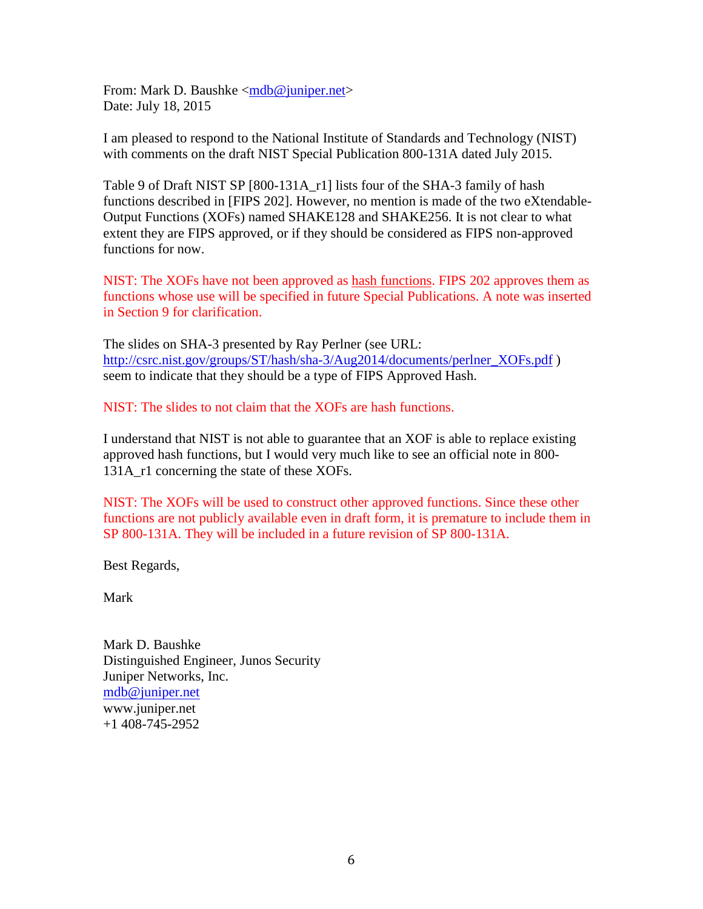From: Mark D. Baushke <mdb@juniper.net>
Date: July 18, 2015

I am pleased to respond to the National Institute of Standards and Technology (NIST) with comments on the draft NIST Special Publication 800-131A dated July 2015.

Table 9 of Draft NIST SP [800-131A_r1] lists four of the SHA-3 family of hash functions described in [FIPS 202]. However, no mention is made of the two eXtendable-Output Functions (XOFs) named SHAKE128 and SHAKE256. It is not clear to what extent they are FIPS approved, or if they should be considered as FIPS non-approved functions for now.

NIST: The XOFs have not been approved as hash functions. FIPS 202 approves them as functions whose use will be specified in future Special Publications. A note was inserted in Section 9 for clarification.

The slides on SHA-3 presented by Ray Perlner (see URL: http://csrc.nist.gov/groups/ST/hash/sha-3/Aug2014/documents/perlner_XOFs.pdf ) seem to indicate that they should be a type of FIPS Approved Hash.

NIST: The slides to not claim that the XOFs are hash functions.

I understand that NIST is not able to guarantee that an XOF is able to replace existing approved hash functions, but I would very much like to see an official note in 800-131A_r1 concerning the state of these XOFs.

NIST: The XOFs will be used to construct other approved functions. Since these other functions are not publicly available even in draft form, it is premature to include them in SP 800-131A. They will be included in a future revision of SP 800-131A.

Best Regards,

Mark

Mark D. Baushke
Distinguished Engineer, Junos Security
Juniper Networks, Inc.
mdb@juniper.net
www.juniper.net
+1 408-745-2952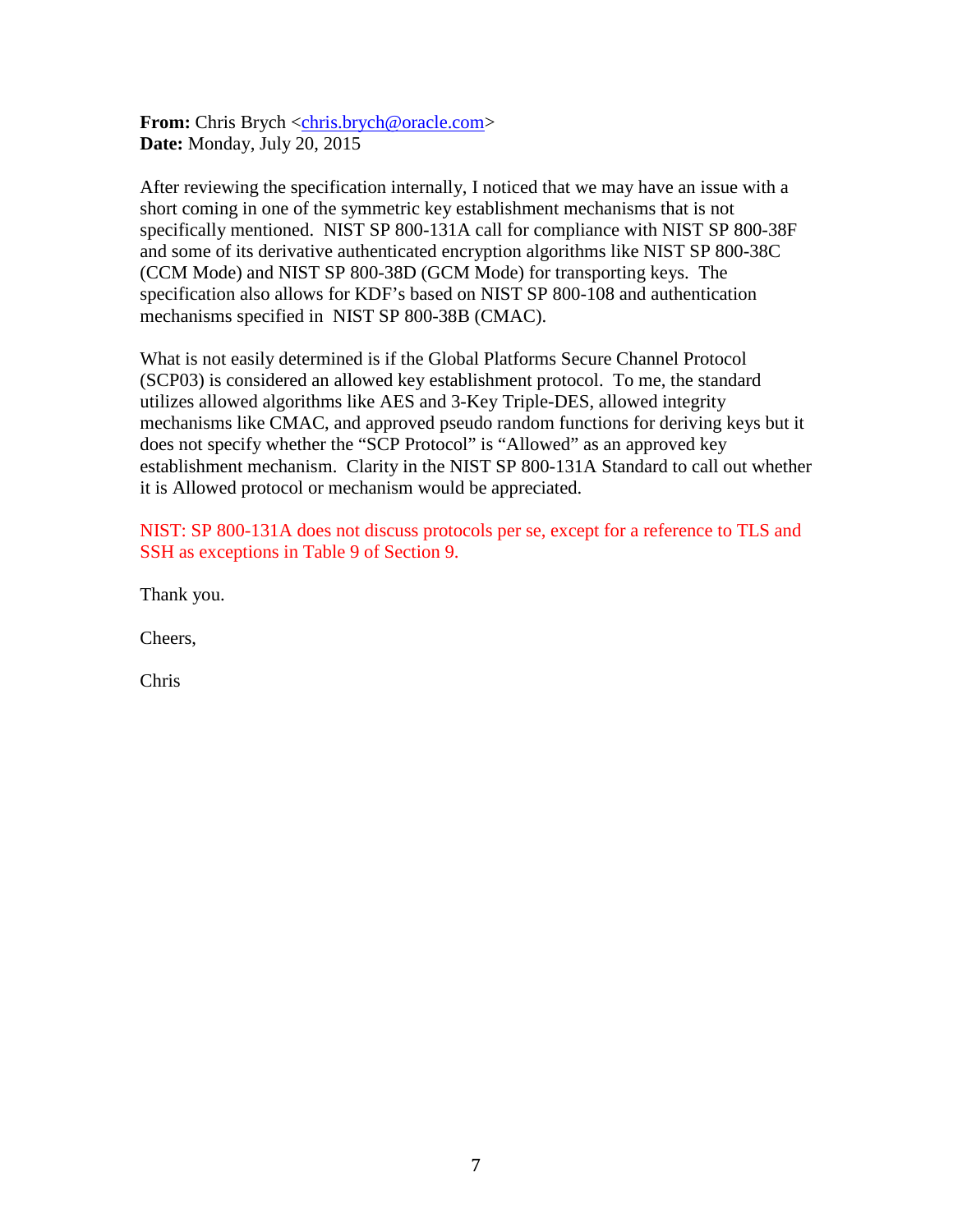**From:** Chris Brych <chris.brych@oracle.com>
**Date:** Monday, July 20, 2015

After reviewing the specification internally, I noticed that we may have an issue with a short coming in one of the symmetric key establishment mechanisms that is not specifically mentioned. NIST SP 800-131A call for compliance with NIST SP 800-38F and some of its derivative authenticated encryption algorithms like NIST SP 800-38C (CCM Mode) and NIST SP 800-38D (GCM Mode) for transporting keys. The specification also allows for KDF's based on NIST SP 800-108 and authentication mechanisms specified in NIST SP 800-38B (CMAC).

What is not easily determined is if the Global Platforms Secure Channel Protocol (SCP03) is considered an allowed key establishment protocol. To me, the standard utilizes allowed algorithms like AES and 3-Key Triple-DES, allowed integrity mechanisms like CMAC, and approved pseudo random functions for deriving keys but it does not specify whether the "SCP Protocol" is "Allowed" as an approved key establishment mechanism. Clarity in the NIST SP 800-131A Standard to call out whether it is Allowed protocol or mechanism would be appreciated.

NIST: SP 800-131A does not discuss protocols per se, except for a reference to TLS and SSH as exceptions in Table 9 of Section 9.

Thank you.

Cheers,

Chris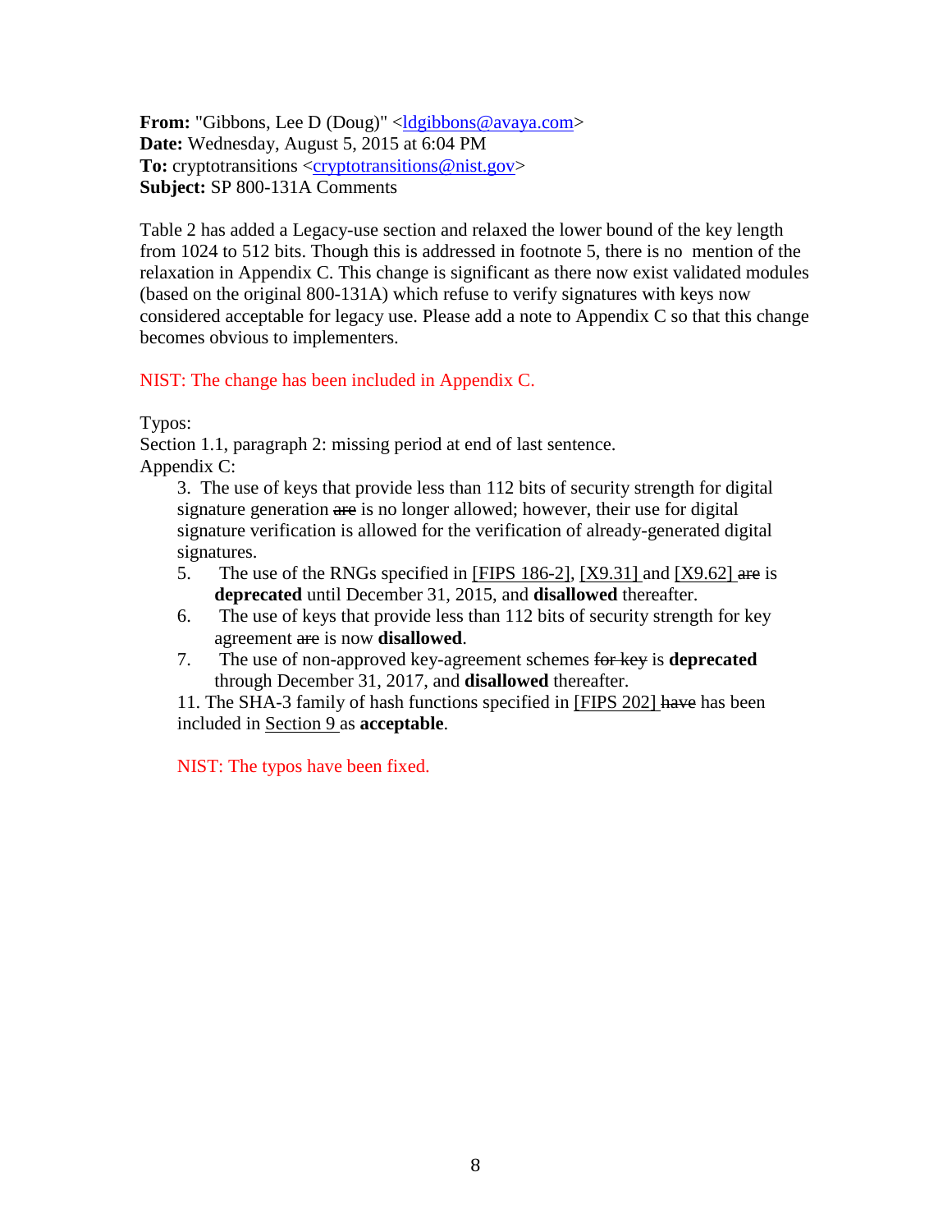**From:** "Gibbons, Lee D (Doug)" <ldgibbons@avaya.com>
**Date:** Wednesday, August 5, 2015 at 6:04 PM
**To:** cryptotransitions <cryptotransitions@nist.gov>
**Subject:** SP 800-131A Comments

Table 2 has added a Legacy-use section and relaxed the lower bound of the key length from 1024 to 512 bits. Though this is addressed in footnote 5, there is no mention of the relaxation in Appendix C. This change is significant as there now exist validated modules (based on the original 800-131A) which refuse to verify signatures with keys now considered acceptable for legacy use. Please add a note to Appendix C so that this change becomes obvious to implementers.

NIST: The change has been included in Appendix C.

Typos:
Section 1.1, paragraph 2: missing period at end of last sentence.
Appendix C:

3. The use of keys that provide less than 112 bits of security strength for digital signature generation ~~are~~ is no longer allowed; however, their use for digital signature verification is allowed for the verification of already-generated digital signatures.

5. The use of the RNGs specified in [FIPS 186-2], [X9.31] and [X9.62] ~~are~~ is **deprecated** until December 31, 2015, and **disallowed** thereafter.

6. The use of keys that provide less than 112 bits of security strength for key agreement ~~are~~ is now **disallowed**.

7. The use of non-approved key-agreement schemes ~~for key~~ is **deprecated** through December 31, 2017, and **disallowed** thereafter.

11. The SHA-3 family of hash functions specified in [FIPS 202] ~~have~~ has been included in Section 9 as **acceptable**.

NIST: The typos have been fixed.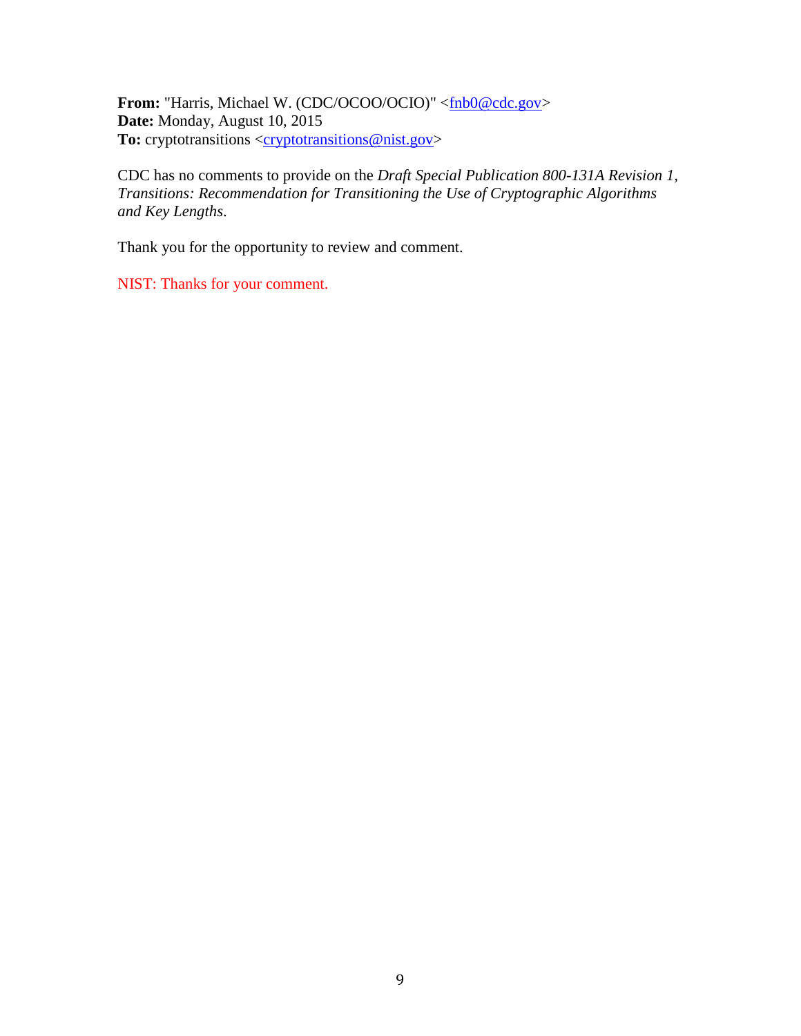**From:** "Harris, Michael W. (CDC/OCOO/OCIO)" <fnb0@cdc.gov>
**Date:** Monday, August 10, 2015
**To:** cryptotransitions <cryptotransitions@nist.gov>

CDC has no comments to provide on the *Draft Special Publication 800-131A Revision 1, Transitions: Recommendation for Transitioning the Use of Cryptographic Algorithms and Key Lengths*.

Thank you for the opportunity to review and comment.

NIST: Thanks for your comment.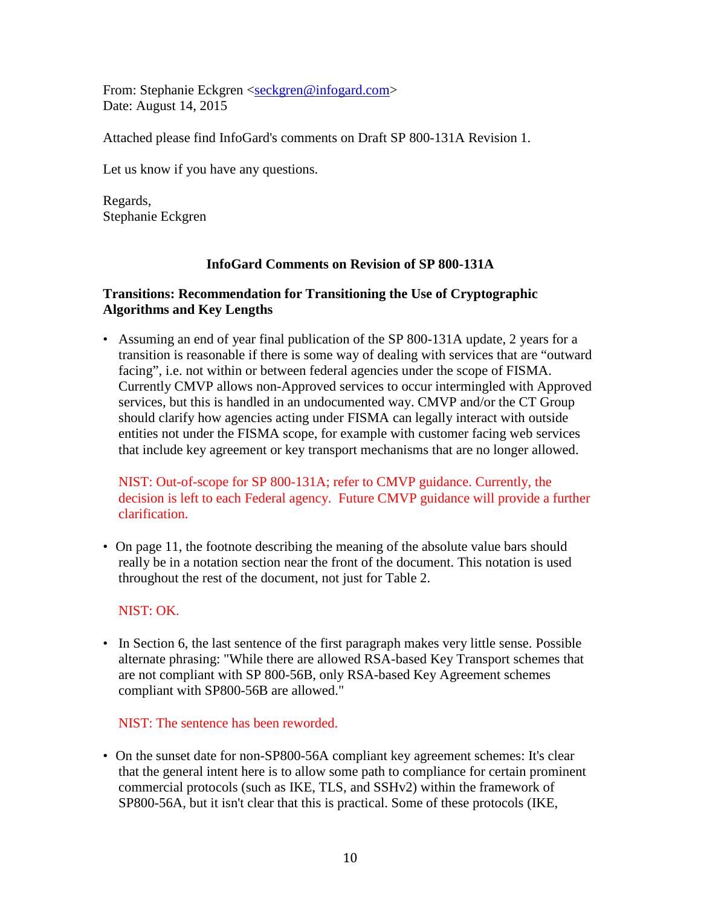From: Stephanie Eckgren <seckgren@infogard.com>
Date: August 14, 2015

Attached please find InfoGard's comments on Draft SP 800-131A Revision 1.

Let us know if you have any questions.

Regards,
Stephanie Eckgren

## InfoGard Comments on Revision of SP 800-131A

### Transitions: Recommendation for Transitioning the Use of Cryptographic Algorithms and Key Lengths

- Assuming an end of year final publication of the SP 800-131A update, 2 years for a transition is reasonable if there is some way of dealing with services that are "outward facing", i.e. not within or between federal agencies under the scope of FISMA. Currently CMVP allows non-Approved services to occur intermingled with Approved services, but this is handled in an undocumented way. CMVP and/or the CT Group should clarify how agencies acting under FISMA can legally interact with outside entities not under the FISMA scope, for example with customer facing web services that include key agreement or key transport mechanisms that are no longer allowed.

  NIST: Out-of-scope for SP 800-131A; refer to CMVP guidance. Currently, the decision is left to each Federal agency. Future CMVP guidance will provide a further clarification.

- On page 11, the footnote describing the meaning of the absolute value bars should really be in a notation section near the front of the document. This notation is used throughout the rest of the document, not just for Table 2.

  NIST: OK.

- In Section 6, the last sentence of the first paragraph makes very little sense. Possible alternate phrasing: "While there are allowed RSA-based Key Transport schemes that are not compliant with SP 800-56B, only RSA-based Key Agreement schemes compliant with SP800-56B are allowed."

  NIST: The sentence has been reworded.

- On the sunset date for non-SP800-56A compliant key agreement schemes: It's clear that the general intent here is to allow some path to compliance for certain prominent commercial protocols (such as IKE, TLS, and SSHv2) within the framework of SP800-56A, but it isn't clear that this is practical. Some of these protocols (IKE,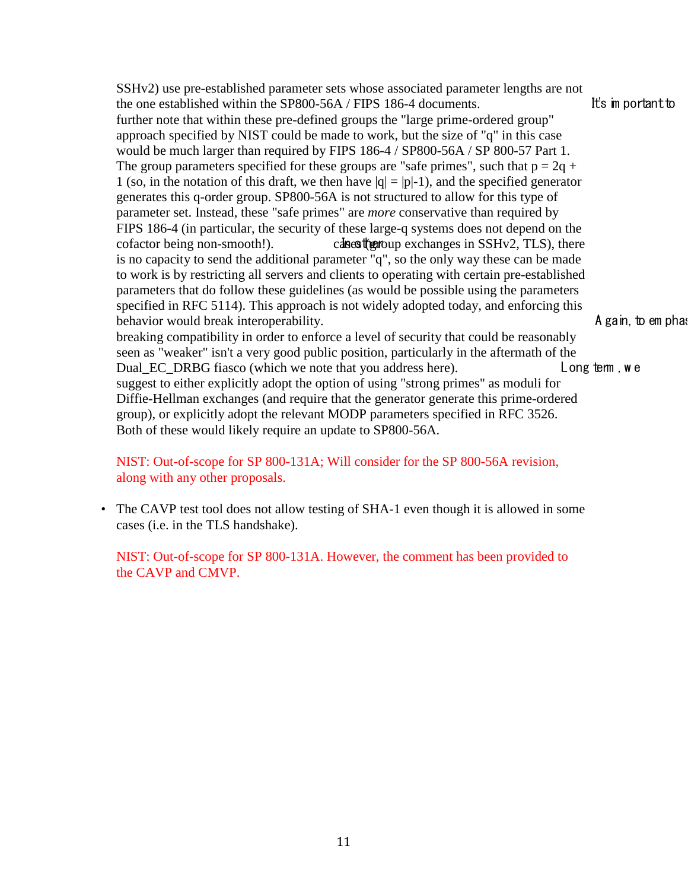SSHv2) use pre-established parameter sets whose associated parameter lengths are not the one established within the SP800-56A / FIPS 186-4 documents. It's important to further note that within these pre-defined groups the "large prime-ordered group" approach specified by NIST could be made to work, but the size of "q" in this case would be much larger than required by FIPS 186-4 / SP800-56A / SP 800-57 Part 1. The group parameters specified for these groups are "safe primes", such that $p = 2q + 1$ (so, in the notation of this draft, we then have $|q| = |p|-1$), and the specified generator generates this q-order group. SP800-56A is not structured to allow for this type of parameter set. Instead, these "safe primes" are *more* conservative than required by FIPS 186-4 (in particular, the security of these large-q systems does not depend on the cofactor being non-smooth!). In other cases (group exchanges in SSHv2, TLS), there is no capacity to send the additional parameter "q", so the only way these can be made to work is by restricting all servers and clients to operating with certain pre-established parameters that do follow these guidelines (as would be possible using the parameters specified in RFC 5114). This approach is not widely adopted today, and enforcing this behavior would break interoperability. Again, to emphas breaking compatibility in order to enforce a level of security that could be reasonably seen as "weaker" isn't a very good public position, particularly in the aftermath of the Dual_EC_DRBG fiasco (which we note that you address here). Long term, we suggest to either explicitly adopt the option of using "strong primes" as moduli for Diffie-Hellman exchanges (and require that the generator generate this prime-ordered group), or explicitly adopt the relevant MODP parameters specified in RFC 3526. Both of these would likely require an update to SP800-56A.

NIST: Out-of-scope for SP 800-131A; Will consider for the SP 800-56A revision, along with any other proposals.

- The CAVP test tool does not allow testing of SHA-1 even though it is allowed in some cases (i.e. in the TLS handshake).

  NIST: Out-of-scope for SP 800-131A. However, the comment has been provided to the CAVP and CMVP.